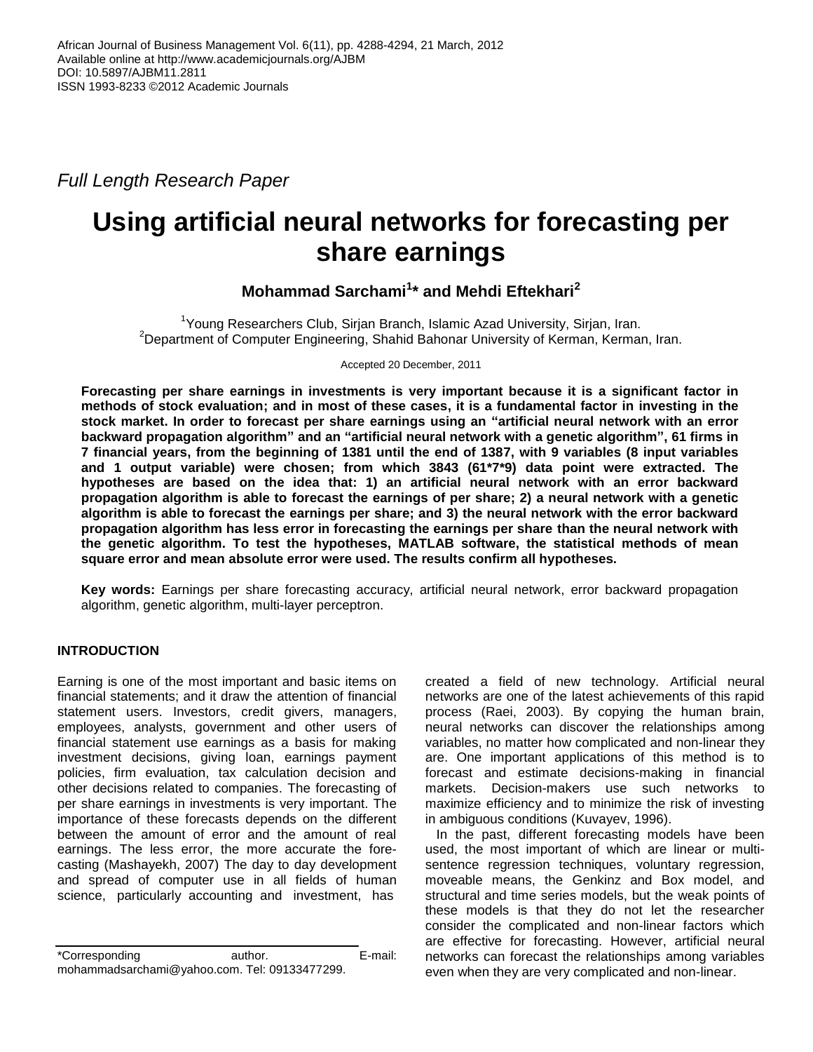*Full Length Research Paper*

# Using artificial neural networks for forecasting per share earnings

**Mohammad Sarchami[1]* and Mehdi Eftekhari[2]**

[1]Young Researchers Club, Sirjan Branch, Islamic Azad University, Sirjan, Iran.
[2]Department of Computer Engineering, Shahid Bahonar University of Kerman, Kerman, Iran.

Accepted 20 December, 2011

**Forecasting per share earnings in investments is very important because it is a significant factor in methods of stock evaluation; and in most of these cases, it is a fundamental factor in investing in the stock market. In order to forecast per share earnings using an "artificial neural network with an error backward propagation algorithm" and an "artificial neural network with a genetic algorithm", 61 firms in 7 financial years, from the beginning of 1381 until the end of 1387, with 9 variables (8 input variables and 1 output variable) were chosen; from which 3843 (61*7*9) data point were extracted. The hypotheses are based on the idea that: 1) an artificial neural network with an error backward propagation algorithm is able to forecast the earnings of per share; 2) a neural network with a genetic algorithm is able to forecast the earnings per share; and 3) the neural network with the error backward propagation algorithm has less error in forecasting the earnings per share than the neural network with the genetic algorithm. To test the hypotheses, MATLAB software, the statistical methods of mean square error and mean absolute error were used. The results confirm all hypotheses.**

**Key words:** Earnings per share forecasting accuracy, artificial neural network, error backward propagation algorithm, genetic algorithm, multi-layer perceptron.

## INTRODUCTION

Earning is one of the most important and basic items on financial statements; and it draw the attention of financial statement users. Investors, credit givers, managers, employees, analysts, government and other users of financial statement use earnings as a basis for making investment decisions, giving loan, earnings payment policies, firm evaluation, tax calculation decision and other decisions related to companies. The forecasting of per share earnings in investments is very important. The importance of these forecasts depends on the different between the amount of error and the amount of real earnings. The less error, the more accurate the forecasting (Mashayekh, 2007) The day to day development and spread of computer use in all fields of human science, particularly accounting and investment, has created a field of new technology. Artificial neural networks are one of the latest achievements of this rapid process (Raei, 2003). By copying the human brain, neural networks can discover the relationships among variables, no matter how complicated and non-linear they are. One important applications of this method is to forecast and estimate decisions-making in financial markets. Decision-makers use such networks to maximize efficiency and to minimize the risk of investing in ambiguous conditions (Kuvayev, 1996).

In the past, different forecasting models have been used, the most important of which are linear or multi-sentence regression techniques, voluntary regression, moveable means, the Genkinz and Box model, and structural and time series models, but the weak points of these models is that they do not let the researcher consider the complicated and non-linear factors which are effective for forecasting. However, artificial neural networks can forecast the relationships among variables even when they are very complicated and non-linear.

*Corresponding author. E-mail: mohammadsarchami@yahoo.com. Tel: 09133477299.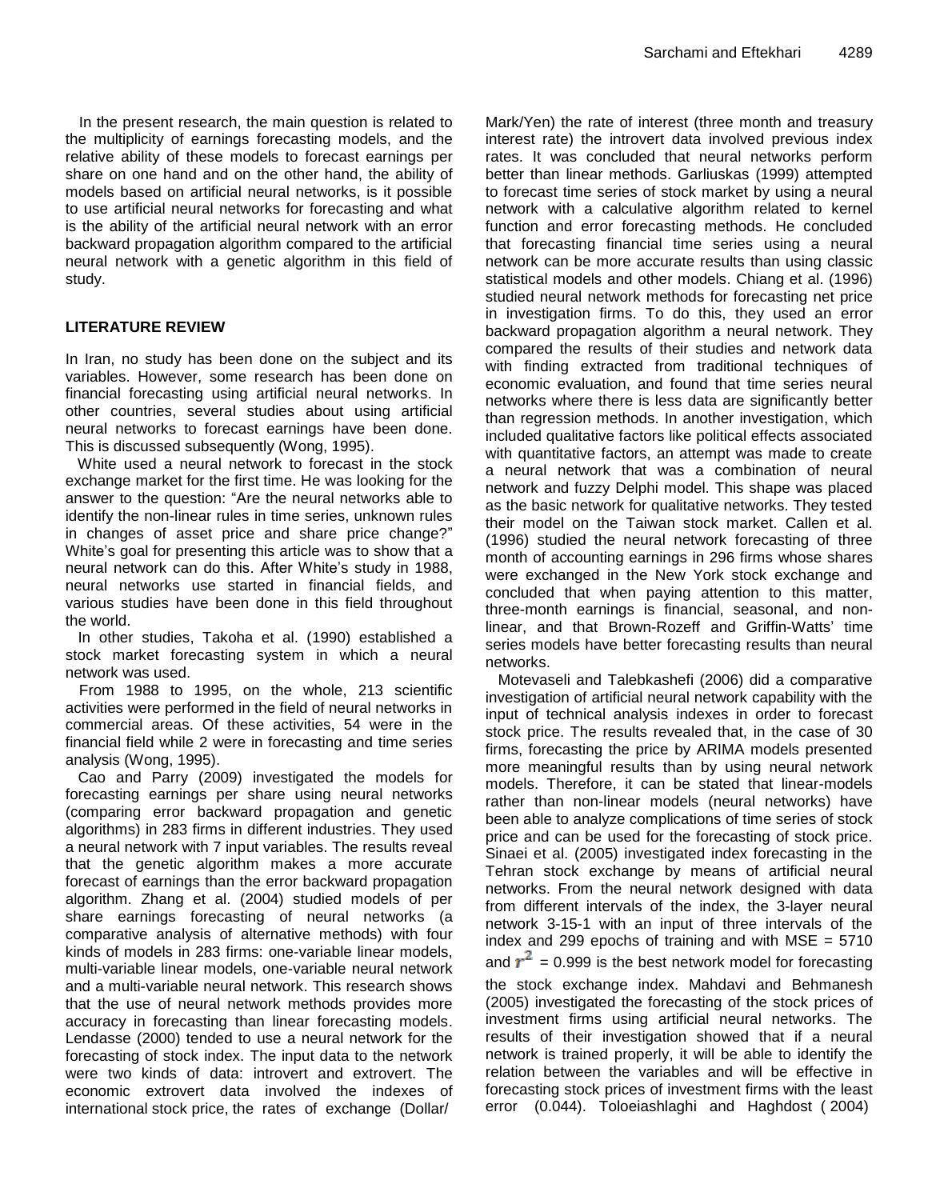In the present research, the main question is related to the multiplicity of earnings forecasting models, and the relative ability of these models to forecast earnings per share on one hand and on the other hand, the ability of models based on artificial neural networks, is it possible to use artificial neural networks for forecasting and what is the ability of the artificial neural network with an error backward propagation algorithm compared to the artificial neural network with a genetic algorithm in this field of study.

## LITERATURE REVIEW

In Iran, no study has been done on the subject and its variables. However, some research has been done on financial forecasting using artificial neural networks. In other countries, several studies about using artificial neural networks to forecast earnings have been done. This is discussed subsequently (Wong, 1995).

White used a neural network to forecast in the stock exchange market for the first time. He was looking for the answer to the question: "Are the neural networks able to identify the non-linear rules in time series, unknown rules in changes of asset price and share price change?" White's goal for presenting this article was to show that a neural network can do this. After White's study in 1988, neural networks use started in financial fields, and various studies have been done in this field throughout the world.

In other studies, Takoha et al. (1990) established a stock market forecasting system in which a neural network was used.

From 1988 to 1995, on the whole, 213 scientific activities were performed in the field of neural networks in commercial areas. Of these activities, 54 were in the financial field while 2 were in forecasting and time series analysis (Wong, 1995).

Cao and Parry (2009) investigated the models for forecasting earnings per share using neural networks (comparing error backward propagation and genetic algorithms) in 283 firms in different industries. They used a neural network with 7 input variables. The results reveal that the genetic algorithm makes a more accurate forecast of earnings than the error backward propagation algorithm. Zhang et al. (2004) studied models of per share earnings forecasting of neural networks (a comparative analysis of alternative methods) with four kinds of models in 283 firms: one-variable linear models, multi-variable linear models, one-variable neural network and a multi-variable neural network. This research shows that the use of neural network methods provides more accuracy in forecasting than linear forecasting models. Lendasse (2000) tended to use a neural network for the forecasting of stock index. The input data to the network were two kinds of data: introvert and extrovert. The economic extrovert data involved the indexes of international stock price, the rates of exchange (Dollar/Mark/Yen) the rate of interest (three month and treasury interest rate) the introvert data involved previous index rates. It was concluded that neural networks perform better than linear methods. Garliuskas (1999) attempted to forecast time series of stock market by using a neural network with a calculative algorithm related to kernel function and error forecasting methods. He concluded that forecasting financial time series using a neural network can be more accurate results than using classic statistical models and other models. Chiang et al. (1996) studied neural network methods for forecasting net price in investigation firms. To do this, they used an error backward propagation algorithm a neural network. They compared the results of their studies and network data with finding extracted from traditional techniques of economic evaluation, and found that time series neural networks where there is less data are significantly better than regression methods. In another investigation, which included qualitative factors like political effects associated with quantitative factors, an attempt was made to create a neural network that was a combination of neural network and fuzzy Delphi model. This shape was placed as the basic network for qualitative networks. They tested their model on the Taiwan stock market. Callen et al. (1996) studied the neural network forecasting of three month of accounting earnings in 296 firms whose shares were exchanged in the New York stock exchange and concluded that when paying attention to this matter, three-month earnings is financial, seasonal, and non-linear, and that Brown-Rozeff and Griffin-Watts' time series models have better forecasting results than neural networks.

Motevaseli and Talebkashefi (2006) did a comparative investigation of artificial neural network capability with the input of technical analysis indexes in order to forecast stock price. The results revealed that, in the case of 30 firms, forecasting the price by ARIMA models presented more meaningful results than by using neural network models. Therefore, it can be stated that linear-models rather than non-linear models (neural networks) have been able to analyze complications of time series of stock price and can be used for the forecasting of stock price. Sinaei et al. (2005) investigated index forecasting in the Tehran stock exchange by means of artificial neural networks. From the neural network designed with data from different intervals of the index, the 3-layer neural network 3-15-1 with an input of three intervals of the index and 299 epochs of training and with MSE = 5710 and $r^2$ = 0.999 is the best network model for forecasting the stock exchange index. Mahdavi and Behmanesh (2005) investigated the forecasting of the stock prices of investment firms using artificial neural networks. The results of their investigation showed that if a neural network is trained properly, it will be able to identify the relation between the variables and will be effective in forecasting stock prices of investment firms with the least error (0.044). Toloeiashlaghi and Haghdost (2004)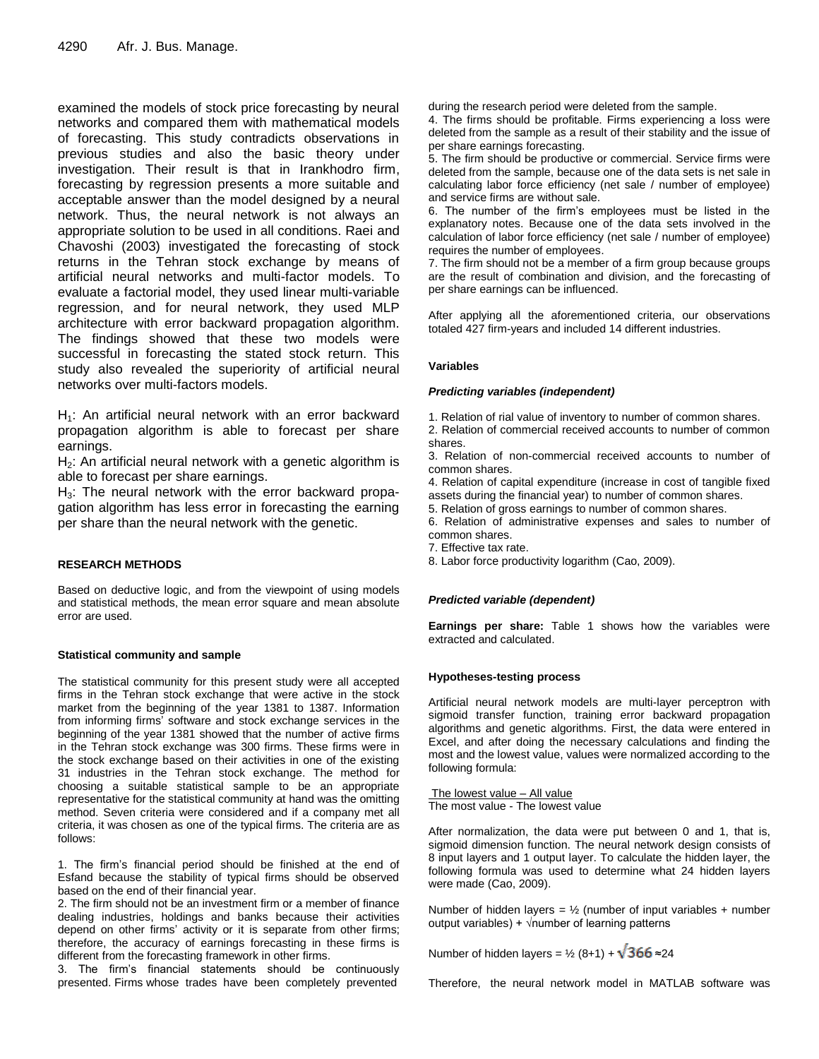examined the models of stock price forecasting by neural networks and compared them with mathematical models of forecasting. This study contradicts observations in previous studies and also the basic theory under investigation. Their result is that in Irankhodro firm, forecasting by regression presents a more suitable and acceptable answer than the model designed by a neural network. Thus, the neural network is not always an appropriate solution to be used in all conditions. Raei and Chavoshi (2003) investigated the forecasting of stock returns in the Tehran stock exchange by means of artificial neural networks and multi-factor models. To evaluate a factorial model, they used linear multi-variable regression, and for neural network, they used MLP architecture with error backward propagation algorithm. The findings showed that these two models were successful in forecasting the stated stock return. This study also revealed the superiority of artificial neural networks over multi-factors models.

$H_1$: An artificial neural network with an error backward propagation algorithm is able to forecast per share earnings.

$H_2$: An artificial neural network with a genetic algorithm is able to forecast per share earnings.

$H_3$: The neural network with the error backward propagation algorithm has less error in forecasting the earning per share than the neural network with the genetic.

## RESEARCH METHODS

Based on deductive logic, and from the viewpoint of using models and statistical methods, the mean error square and mean absolute error are used.

### Statistical community and sample

The statistical community for this present study were all accepted firms in the Tehran stock exchange that were active in the stock market from the beginning of the year 1381 to 1387. Information from informing firms' software and stock exchange services in the beginning of the year 1381 showed that the number of active firms in the Tehran stock exchange was 300 firms. These firms were in the stock exchange based on their activities in one of the existing 31 industries in the Tehran stock exchange. The method for choosing a suitable statistical sample to be an appropriate representative for the statistical community at hand was the omitting method. Seven criteria were considered and if a company met all criteria, it was chosen as one of the typical firms. The criteria are as follows:

1. The firm's financial period should be finished at the end of Esfand because the stability of typical firms should be observed based on the end of their financial year.
2. The firm should not be an investment firm or a member of finance dealing industries, holdings and banks because their activities depend on other firms' activity or it is separate from other firms; therefore, the accuracy of earnings forecasting in these firms is different from the forecasting framework in other firms.
3. The firm's financial statements should be continuously presented. Firms whose trades have been completely prevented during the research period were deleted from the sample.
4. The firms should be profitable. Firms experiencing a loss were deleted from the sample as a result of their stability and the issue of per share earnings forecasting.
5. The firm should be productive or commercial. Service firms were deleted from the sample, because one of the data sets is net sale in calculating labor force efficiency (net sale / number of employee) and service firms are without sale.
6. The number of the firm's employees must be listed in the explanatory notes. Because one of the data sets involved in the calculation of labor force efficiency (net sale / number of employee) requires the number of employees.
7. The firm should not be a member of a firm group because groups are the result of combination and division, and the forecasting of per share earnings can be influenced.

After applying all the aforementioned criteria, our observations totaled 427 firm-years and included 14 different industries.

### Variables

#### *Predicting variables (independent)*

1. Relation of rial value of inventory to number of common shares.
2. Relation of commercial received accounts to number of common shares.
3. Relation of non-commercial received accounts to number of common shares.
4. Relation of capital expenditure (increase in cost of tangible fixed assets during the financial year) to number of common shares.
5. Relation of gross earnings to number of common shares.
6. Relation of administrative expenses and sales to number of common shares.
7. Effective tax rate.
8. Labor force productivity logarithm (Cao, 2009).

#### *Predicted variable (dependent)*

**Earnings per share:** Table 1 shows how the variables were extracted and calculated.

### Hypotheses-testing process

Artificial neural network models are multi-layer perceptron with sigmoid transfer function, training error backward propagation algorithms and genetic algorithms. First, the data were entered in Excel, and after doing the necessary calculations and finding the most and the lowest value, values were normalized according to the following formula:

$$\frac{\text{The lowest value – All value}}{\text{The most value - The lowest value}}$$

After normalization, the data were put between 0 and 1, that is, sigmoid dimension function. The neural network design consists of 8 input layers and 1 output layer. To calculate the hidden layer, the following formula was used to determine what 24 hidden layers were made (Cao, 2009).

Number of hidden layers = ½ (number of input variables + number output variables) + √number of learning patterns

Number of hidden layers = $\frac{1}{2}(8+1) + \sqrt{366} \approx 24$

Therefore, the neural network model in MATLAB software was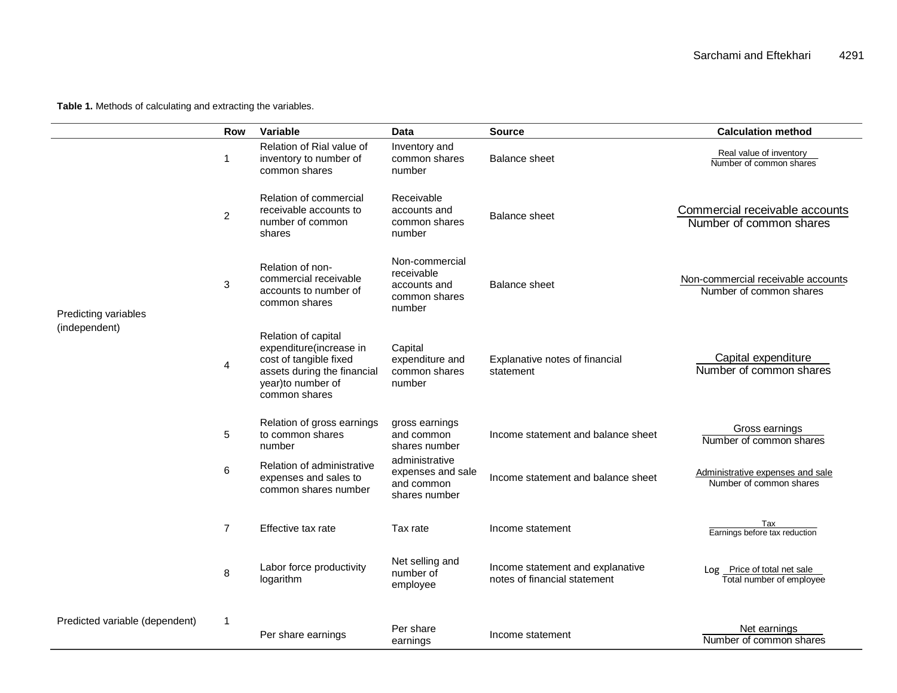**Table 1.** Methods of calculating and extracting the variables.

| | Row | Variable | Data | Source | Calculation method |
|---|---|---|---|---|---|
| Predicting variables (independent) | 1 | Relation of Rial value of inventory to number of common shares | Inventory and common shares number | Balance sheet | $\frac{\text{Real value of inventory}}{\text{Number of common shares}}$ |
| | 2 | Relation of commercial receivable accounts to number of common shares | Receivable accounts and common shares number | Balance sheet | $\frac{\text{Commercial receivable accounts}}{\text{Number of common shares}}$ |
| | 3 | Relation of non-commercial receivable accounts to number of common shares | Non-commercial receivable accounts and common shares number | Balance sheet | $\frac{\text{Non-commercial receivable accounts}}{\text{Number of common shares}}$ |
| | 4 | Relation of capital expenditure(increase in cost of tangible fixed assets during the financial year)to number of common shares | Capital expenditure and common shares number | Explanative notes of financial statement | $\frac{\text{Capital expenditure}}{\text{Number of common shares}}$ |
| | 5 | Relation of gross earnings to common shares number | gross earnings and common shares number | Income statement and balance sheet | $\frac{\text{Gross earnings}}{\text{Number of common shares}}$ |
| | 6 | Relation of administrative expenses and sales to common shares number | administrative expenses and sale and common shares number | Income statement and balance sheet | $\frac{\text{Administrative expenses and sale}}{\text{Number of common shares}}$ |
| | 7 | Effective tax rate | Tax rate | Income statement | $\frac{\text{Tax}}{\text{Earnings before tax reduction}}$ |
| | 8 | Labor force productivity logarithm | Net selling and number of employee | Income statement and explanative notes of financial statement | $\text{Log } \frac{\text{Price of total net sale}}{\text{Total number of employee}}$ |
| Predicted variable (dependent) | 1 | Per share earnings | Per share earnings | Income statement | $\frac{\text{Net earnings}}{\text{Number of common shares}}$ |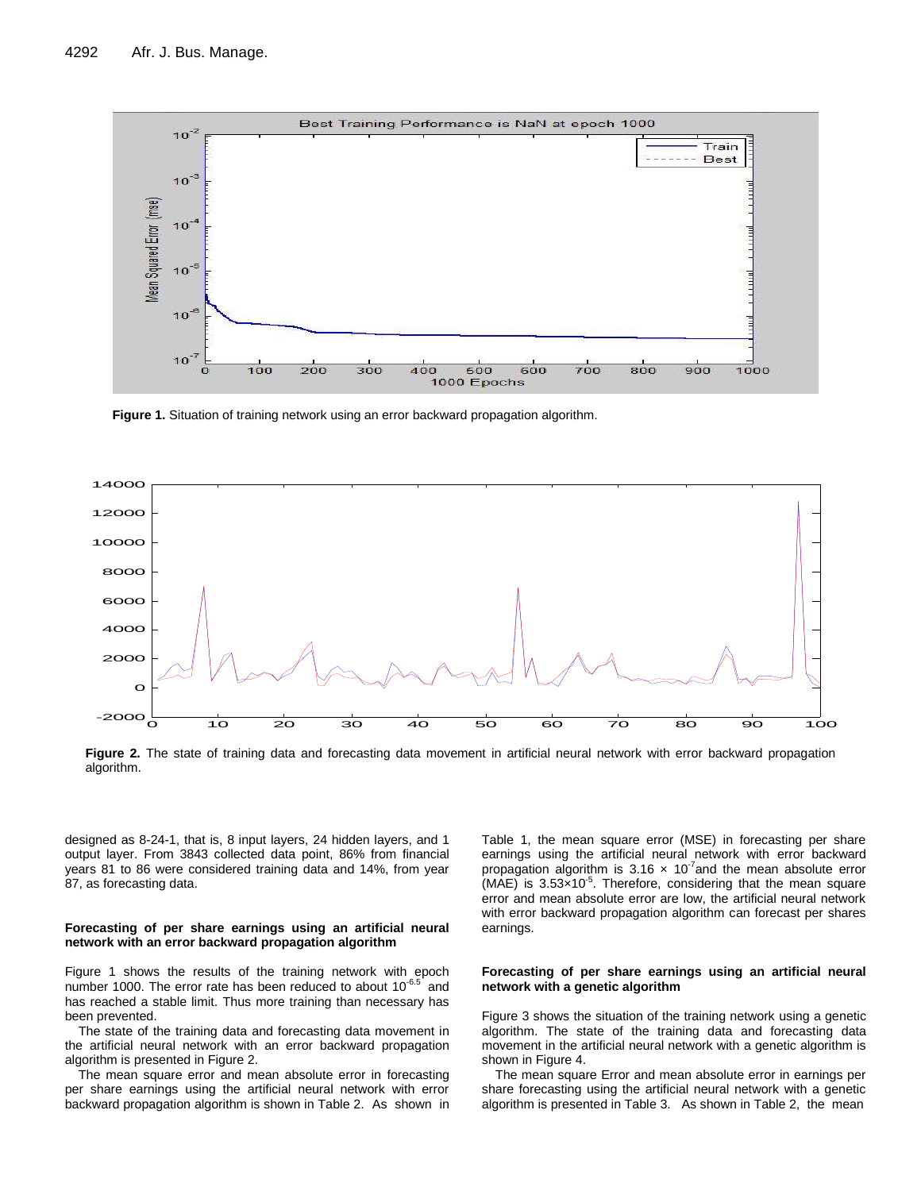Figure 1. Situation of training network using an error backward propagation algorithm.

Figure 2. The state of training data and forecasting data movement in artificial neural network with error backward propagation algorithm.

designed as 8-24-1, that is, 8 input layers, 24 hidden layers, and 1 output layer. From 3843 collected data point, 86% from financial years 81 to 86 were considered training data and 14%, from year 87, as forecasting data.

**Forecasting of per share earnings using an artificial neural network with an error backward propagation algorithm**

Figure 1 shows the results of the training network with epoch number 1000. The error rate has been reduced to about $10^{-6.5}$ and has reached a stable limit. Thus more training than necessary has been prevented.

The state of the training data and forecasting data movement in the artificial neural network with an error backward propagation algorithm is presented in Figure 2.

The mean square error and mean absolute error in forecasting per share earnings using the artificial neural network with error backward propagation algorithm is shown in Table 2. As shown in Table 1, the mean square error (MSE) in forecasting per share earnings using the artificial neural network with error backward propagation algorithm is $3.16 \times 10^{-7}$and the mean absolute error (MAE) is $3.53 \times 10^{-5}$. Therefore, considering that the mean square error and mean absolute error are low, the artificial neural network with error backward propagation algorithm can forecast per shares earnings.

**Forecasting of per share earnings using an artificial neural network with a genetic algorithm**

Figure 3 shows the situation of the training network using a genetic algorithm. The state of the training data and forecasting data movement in the artificial neural network with a genetic algorithm is shown in Figure 4.

The mean square Error and mean absolute error in earnings per share forecasting using the artificial neural network with a genetic algorithm is presented in Table 3. As shown in Table 2, the mean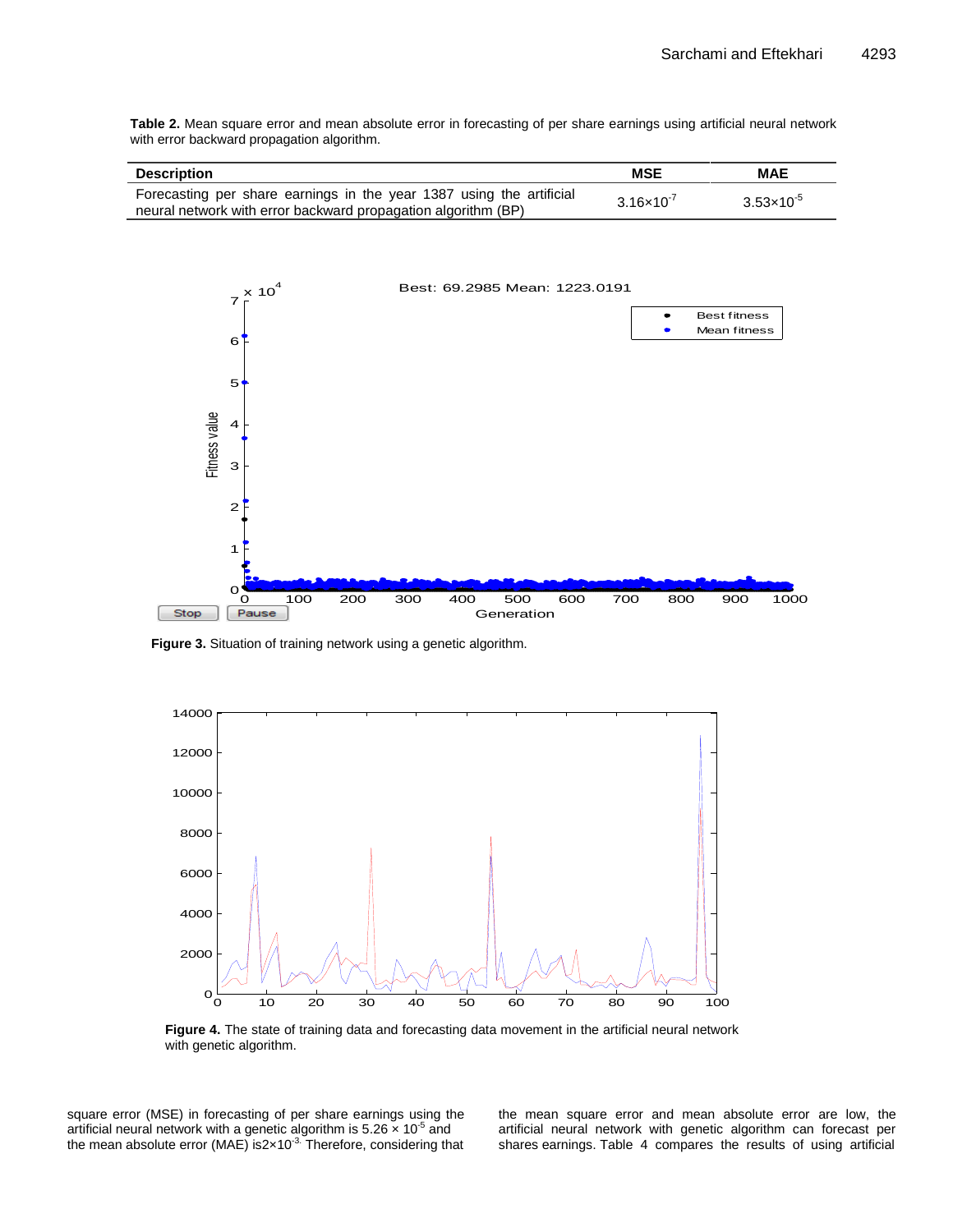**Table 2.** Mean square error and mean absolute error in forecasting of per share earnings using artificial neural network with error backward propagation algorithm.

| Description | MSE | MAE |
| --- | --- | --- |
| Forecasting per share earnings in the year 1387 using the artificial neural network with error backward propagation algorithm (BP) | $3.16{\times}10^{-7}$ | $3.53{\times}10^{-5}$ |

**Figure 3.** Situation of training network using a genetic algorithm.

**Figure 4.** The state of training data and forecasting data movement in the artificial neural network with genetic algorithm.

square error (MSE) in forecasting of per share earnings using the artificial neural network with a genetic algorithm is $5.26 \times 10^{-5}$ and the mean absolute error (MAE) is$2{\times}10^{-3}$. Therefore, considering that the mean square error and mean absolute error are low, the artificial neural network with genetic algorithm can forecast per shares earnings. Table 4 compares the results of using artificial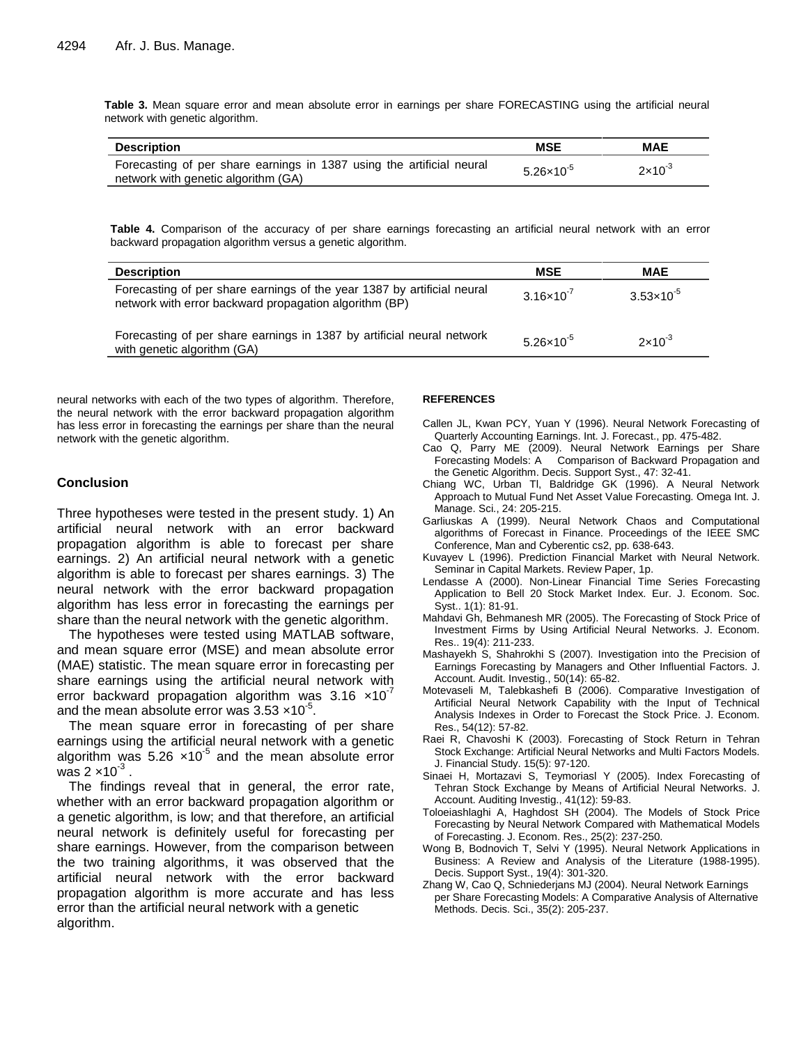**Table 3.** Mean square error and mean absolute error in earnings per share FORECASTING using the artificial neural network with genetic algorithm.

| Description | MSE | MAE |
|---|---|---|
| Forecasting of per share earnings in 1387 using the artificial neural network with genetic algorithm (GA) | $5.26 \times 10^{-5}$ | $2 \times 10^{-3}$ |

**Table 4.** Comparison of the accuracy of per share earnings forecasting an artificial neural network with an error backward propagation algorithm versus a genetic algorithm.

| Description | MSE | MAE |
|---|---|---|
| Forecasting of per share earnings of the year 1387 by artificial neural network with error backward propagation algorithm (BP) | $3.16 \times 10^{-7}$ | $3.53 \times 10^{-5}$ |
| Forecasting of per share earnings in 1387 by artificial neural network with genetic algorithm (GA) | $5.26 \times 10^{-5}$ | $2 \times 10^{-3}$ |

neural networks with each of the two types of algorithm. Therefore, the neural network with the error backward propagation algorithm has less error in forecasting the earnings per share than the neural network with the genetic algorithm.

## Conclusion

Three hypotheses were tested in the present study. 1) An artificial neural network with an error backward propagation algorithm is able to forecast per share earnings. 2) An artificial neural network with a genetic algorithm is able to forecast per shares earnings. 3) The neural network with the error backward propagation algorithm has less error in forecasting the earnings per share than the neural network with the genetic algorithm.

The hypotheses were tested using MATLAB software, and mean square error (MSE) and mean absolute error (MAE) statistic. The mean square error in forecasting per share earnings using the artificial neural network with error backward propagation algorithm was $3.16 \times 10^{-7}$ and the mean absolute error was $3.53 \times 10^{-5}$.

The mean square error in forecasting of per share earnings using the artificial neural network with a genetic algorithm was $5.26 \times 10^{-5}$ and the mean absolute error was $2 \times 10^{-3}$.

The findings reveal that in general, the error rate, whether with an error backward propagation algorithm or a genetic algorithm, is low; and that therefore, an artificial neural network is definitely useful for forecasting per share earnings. However, from the comparison between the two training algorithms, it was observed that the artificial neural network with the error backward propagation algorithm is more accurate and has less error than the artificial neural network with a genetic algorithm.

## REFERENCES

Callen JL, Kwan PCY, Yuan Y (1996). Neural Network Forecasting of Quarterly Accounting Earnings. Int. J. Forecast., pp. 475-482.

Cao Q, Parry ME (2009). Neural Network Earnings per Share Forecasting Models: A Comparison of Backward Propagation and the Genetic Algorithm. Decis. Support Syst., 47: 32-41.

Chiang WC, Urban Tl, Baldridge GK (1996). A Neural Network Approach to Mutual Fund Net Asset Value Forecasting. Omega Int. J. Manage. Sci., 24: 205-215.

Garliuskas A (1999). Neural Network Chaos and Computational algorithms of Forecast in Finance. Proceedings of the IEEE SMC Conference, Man and Cyberentic cs2, pp. 638-643.

Kuvayev L (1996). Prediction Financial Market with Neural Network. Seminar in Capital Markets. Review Paper, 1p.

Lendasse A (2000). Non-Linear Financial Time Series Forecasting Application to Bell 20 Stock Market Index. Eur. J. Econom. Soc. Syst.. 1(1): 81-91.

Mahdavi Gh, Behmanesh MR (2005). The Forecasting of Stock Price of Investment Firms by Using Artificial Neural Networks. J. Econom. Res.. 19(4): 211-233.

Mashayekh S, Shahrokhi S (2007). Investigation into the Precision of Earnings Forecasting by Managers and Other Influential Factors. J. Account. Audit. Investig., 50(14): 65-82.

Motevaseli M, Talebkashefi B (2006). Comparative Investigation of Artificial Neural Network Capability with the Input of Technical Analysis Indexes in Order to Forecast the Stock Price. J. Econom. Res., 54(12): 57-82.

Raei R, Chavoshi K (2003). Forecasting of Stock Return in Tehran Stock Exchange: Artificial Neural Networks and Multi Factors Models. J. Financial Study. 15(5): 97-120.

Sinaei H, Mortazavi S, Teymoriasl Y (2005). Index Forecasting of Tehran Stock Exchange by Means of Artificial Neural Networks. J. Account. Auditing Investig., 41(12): 59-83.

Toloeiashlaghi A, Haghdost SH (2004). The Models of Stock Price Forecasting by Neural Network Compared with Mathematical Models of Forecasting. J. Econom. Res., 25(2): 237-250.

Wong B, Bodnovich T, Selvi Y (1995). Neural Network Applications in Business: A Review and Analysis of the Literature (1988-1995). Decis. Support Syst., 19(4): 301-320.

Zhang W, Cao Q, Schniederjans MJ (2004). Neural Network Earnings per Share Forecasting Models: A Comparative Analysis of Alternative Methods. Decis. Sci., 35(2): 205-237.